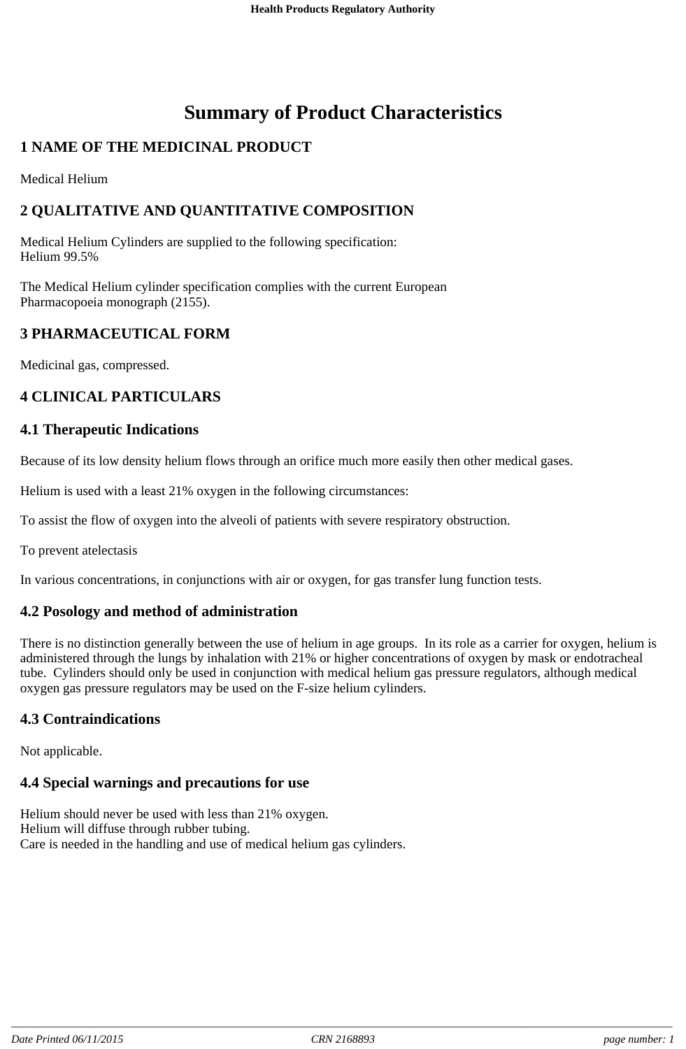# Summary of Product Characteristics

## 1 NAME OF THE MEDICINAL PRODUCT

Medical Helium

## 2 QUALITATIVE AND QUANTITATIVE COMPOSITION

Medical Helium Cylinders are supplied to the following specification:
Helium 99.5%

The Medical Helium cylinder specification complies with the current European Pharmacopoeia monograph (2155).

## 3 PHARMACEUTICAL FORM

Medicinal gas, compressed.

## 4 CLINICAL PARTICULARS

### 4.1 Therapeutic Indications

Because of its low density helium flows through an orifice much more easily then other medical gases.

Helium is used with a least 21% oxygen in the following circumstances:

To assist the flow of oxygen into the alveoli of patients with severe respiratory obstruction.

To prevent atelectasis

In various concentrations, in conjunctions with air or oxygen, for gas transfer lung function tests.

### 4.2 Posology and method of administration

There is no distinction generally between the use of helium in age groups. In its role as a carrier for oxygen, helium is administered through the lungs by inhalation with 21% or higher concentrations of oxygen by mask or endotracheal tube. Cylinders should only be used in conjunction with medical helium gas pressure regulators, although medical oxygen gas pressure regulators may be used on the F-size helium cylinders.

### 4.3 Contraindications

Not applicable.

### 4.4 Special warnings and precautions for use

Helium should never be used with less than 21% oxygen.
Helium will diffuse through rubber tubing.
Care is needed in the handling and use of medical helium gas cylinders.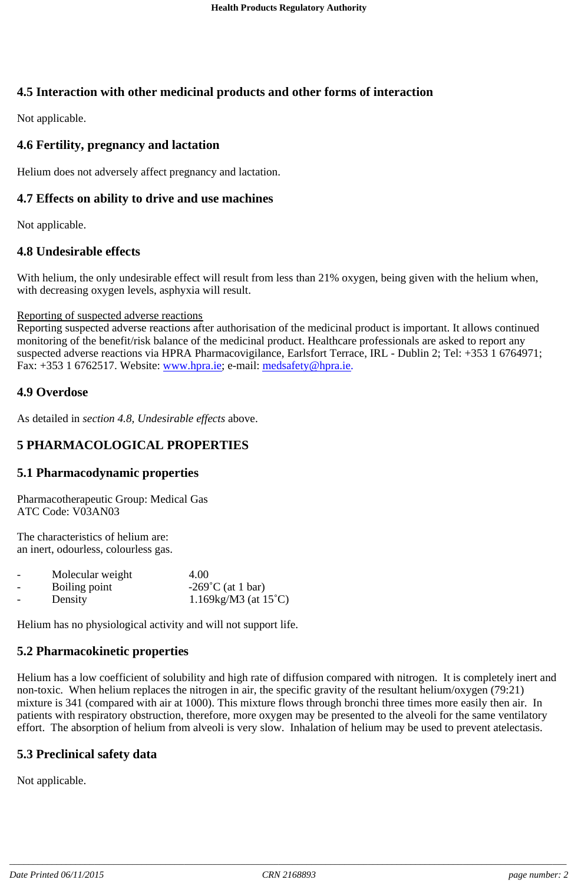## 4.5 Interaction with other medicinal products and other forms of interaction

Not applicable.

## 4.6 Fertility, pregnancy and lactation

Helium does not adversely affect pregnancy and lactation.

## 4.7 Effects on ability to drive and use machines

Not applicable.

## 4.8 Undesirable effects

With helium, the only undesirable effect will result from less than 21% oxygen, being given with the helium when, with decreasing oxygen levels, asphyxia will result.

Reporting of suspected adverse reactions
Reporting suspected adverse reactions after authorisation of the medicinal product is important. It allows continued monitoring of the benefit/risk balance of the medicinal product. Healthcare professionals are asked to report any suspected adverse reactions via HPRA Pharmacovigilance, Earlsfort Terrace, IRL - Dublin 2; Tel: +353 1 6764971; Fax: +353 1 6762517. Website: www.hpra.ie; e-mail: medsafety@hpra.ie.

## 4.9 Overdose

As detailed in *section 4.8, Undesirable effects* above.

# 5 PHARMACOLOGICAL PROPERTIES

## 5.1 Pharmacodynamic properties

Pharmacotherapeutic Group: Medical Gas
ATC Code: V03AN03

The characteristics of helium are:
an inert, odourless, colourless gas.

- Molecular weight 4.00
- Boiling point -269˚C (at 1 bar)
- Density 1.169kg/M3 (at 15˚C)

Helium has no physiological activity and will not support life.

## 5.2 Pharmacokinetic properties

Helium has a low coefficient of solubility and high rate of diffusion compared with nitrogen. It is completely inert and non-toxic. When helium replaces the nitrogen in air, the specific gravity of the resultant helium/oxygen (79:21) mixture is 341 (compared with air at 1000). This mixture flows through bronchi three times more easily then air. In patients with respiratory obstruction, therefore, more oxygen may be presented to the alveoli for the same ventilatory effort. The absorption of helium from alveoli is very slow. Inhalation of helium may be used to prevent atelectasis.

## 5.3 Preclinical safety data

Not applicable.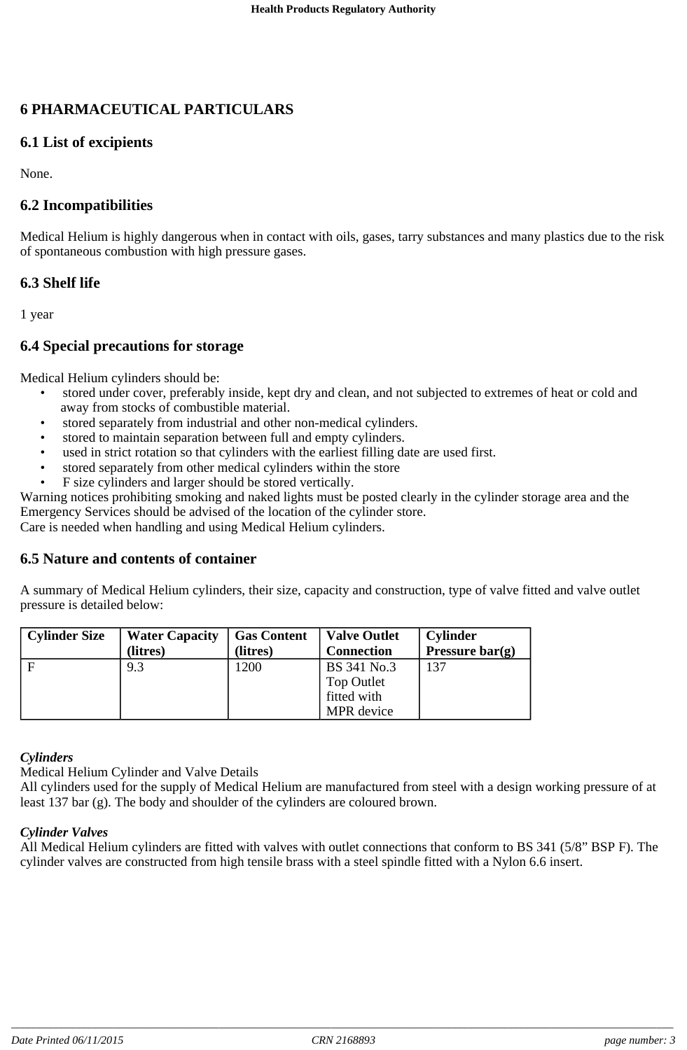# 6 PHARMACEUTICAL PARTICULARS

## 6.1 List of excipients

None.

## 6.2 Incompatibilities

Medical Helium is highly dangerous when in contact with oils, gases, tarry substances and many plastics due to the risk of spontaneous combustion with high pressure gases.

## 6.3 Shelf life

1 year

## 6.4 Special precautions for storage

Medical Helium cylinders should be:

- stored under cover, preferably inside, kept dry and clean, and not subjected to extremes of heat or cold and away from stocks of combustible material.
- stored separately from industrial and other non-medical cylinders.
- stored to maintain separation between full and empty cylinders.
- used in strict rotation so that cylinders with the earliest filling date are used first.
- stored separately from other medical cylinders within the store
- F size cylinders and larger should be stored vertically.

Warning notices prohibiting smoking and naked lights must be posted clearly in the cylinder storage area and the Emergency Services should be advised of the location of the cylinder store.
Care is needed when handling and using Medical Helium cylinders.

## 6.5 Nature and contents of container

A summary of Medical Helium cylinders, their size, capacity and construction, type of valve fitted and valve outlet pressure is detailed below:

| Cylinder Size | Water Capacity (litres) | Gas Content (litres) | Valve Outlet Connection | Cylinder Pressure bar(g) |
|---|---|---|---|---|
| F | 9.3 | 1200 | BS 341 No.3 Top Outlet fitted with MPR device | 137 |

***Cylinders***
Medical Helium Cylinder and Valve Details
All cylinders used for the supply of Medical Helium are manufactured from steel with a design working pressure of at least 137 bar (g). The body and shoulder of the cylinders are coloured brown.

***Cylinder Valves***
All Medical Helium cylinders are fitted with valves with outlet connections that conform to BS 341 (5/8" BSP F). The cylinder valves are constructed from high tensile brass with a steel spindle fitted with a Nylon 6.6 insert.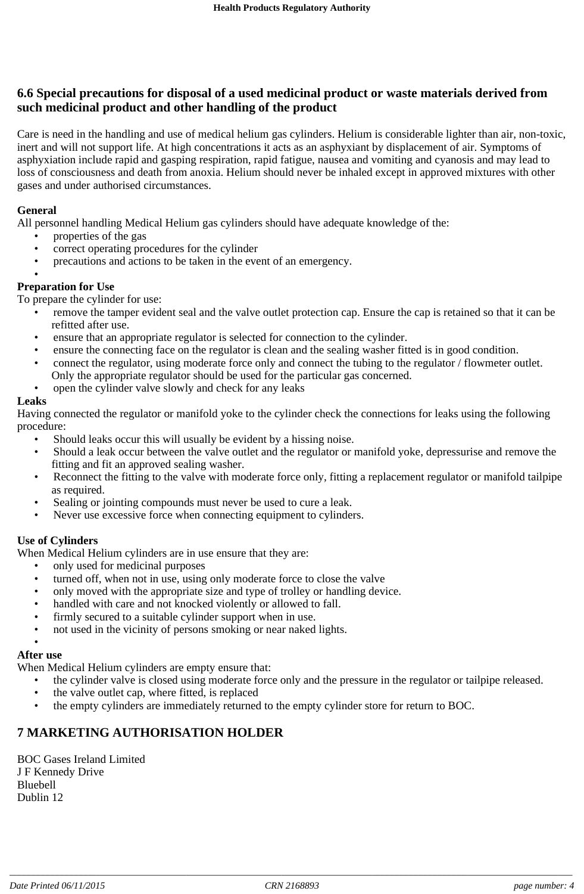## 6.6 Special precautions for disposal of a used medicinal product or waste materials derived from such medicinal product and other handling of the product

Care is need in the handling and use of medical helium gas cylinders. Helium is considerable lighter than air, non-toxic, inert and will not support life. At high concentrations it acts as an asphyxiant by displacement of air. Symptoms of asphyxiation include rapid and gasping respiration, rapid fatigue, nausea and vomiting and cyanosis and may lead to loss of consciousness and death from anoxia. Helium should never be inhaled except in approved mixtures with other gases and under authorised circumstances.

**General**
All personnel handling Medical Helium gas cylinders should have adequate knowledge of the:

- properties of the gas
- correct operating procedures for the cylinder
- precautions and actions to be taken in the event of an emergency.

**Preparation for Use**
To prepare the cylinder for use:

- remove the tamper evident seal and the valve outlet protection cap. Ensure the cap is retained so that it can be refitted after use.
- ensure that an appropriate regulator is selected for connection to the cylinder.
- ensure the connecting face on the regulator is clean and the sealing washer fitted is in good condition.
- connect the regulator, using moderate force only and connect the tubing to the regulator / flowmeter outlet. Only the appropriate regulator should be used for the particular gas concerned.
- open the cylinder valve slowly and check for any leaks

**Leaks**
Having connected the regulator or manifold yoke to the cylinder check the connections for leaks using the following procedure:

- Should leaks occur this will usually be evident by a hissing noise.
- Should a leak occur between the valve outlet and the regulator or manifold yoke, depressurise and remove the fitting and fit an approved sealing washer.
- Reconnect the fitting to the valve with moderate force only, fitting a replacement regulator or manifold tailpipe as required.
- Sealing or jointing compounds must never be used to cure a leak.
- Never use excessive force when connecting equipment to cylinders.

**Use of Cylinders**
When Medical Helium cylinders are in use ensure that they are:

- only used for medicinal purposes
- turned off, when not in use, using only moderate force to close the valve
- only moved with the appropriate size and type of trolley or handling device.
- handled with care and not knocked violently or allowed to fall.
- firmly secured to a suitable cylinder support when in use.
- not used in the vicinity of persons smoking or near naked lights.

**After use**
When Medical Helium cylinders are empty ensure that:

- the cylinder valve is closed using moderate force only and the pressure in the regulator or tailpipe released.
- the valve outlet cap, where fitted, is replaced
- the empty cylinders are immediately returned to the empty cylinder store for return to BOC.

# 7 MARKETING AUTHORISATION HOLDER

BOC Gases Ireland Limited
J F Kennedy Drive
Bluebell
Dublin 12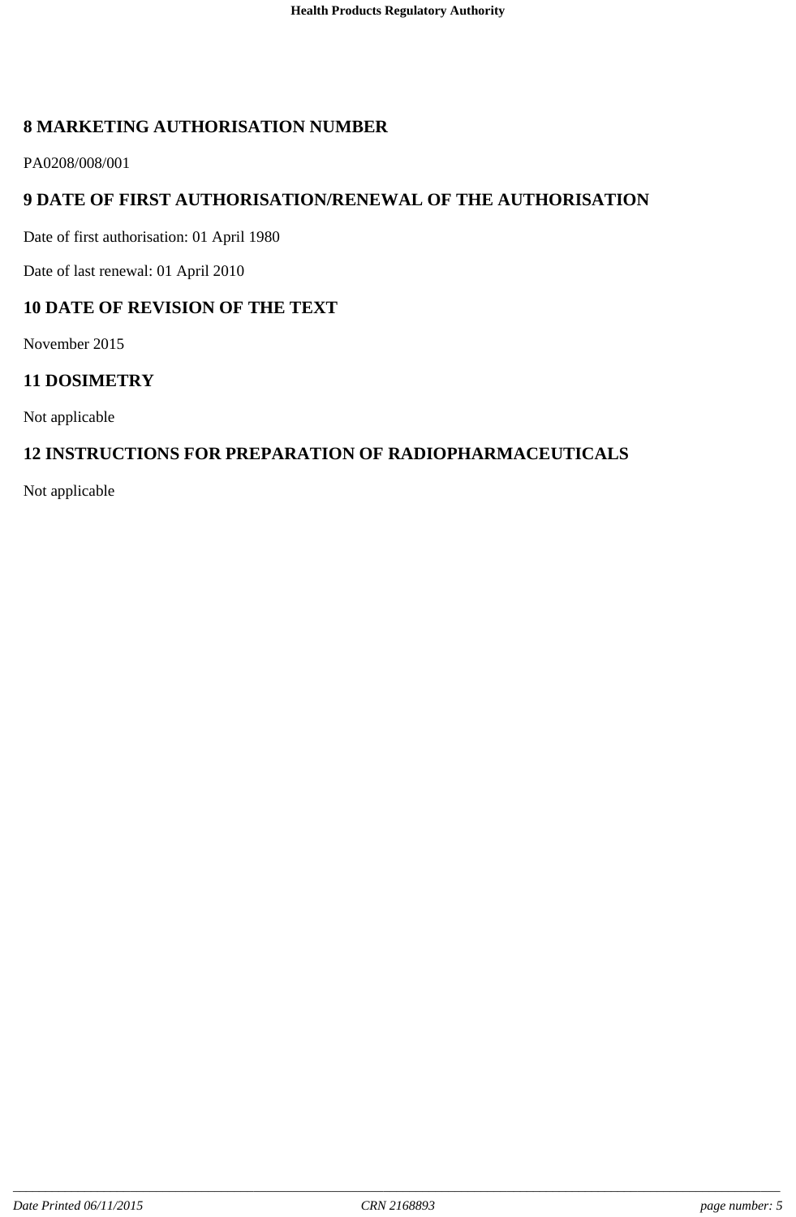## 8 MARKETING AUTHORISATION NUMBER

PA0208/008/001

## 9 DATE OF FIRST AUTHORISATION/RENEWAL OF THE AUTHORISATION

Date of first authorisation: 01 April 1980

Date of last renewal: 01 April 2010

## 10 DATE OF REVISION OF THE TEXT

November 2015

## 11 DOSIMETRY

Not applicable

## 12 INSTRUCTIONS FOR PREPARATION OF RADIOPHARMACEUTICALS

Not applicable